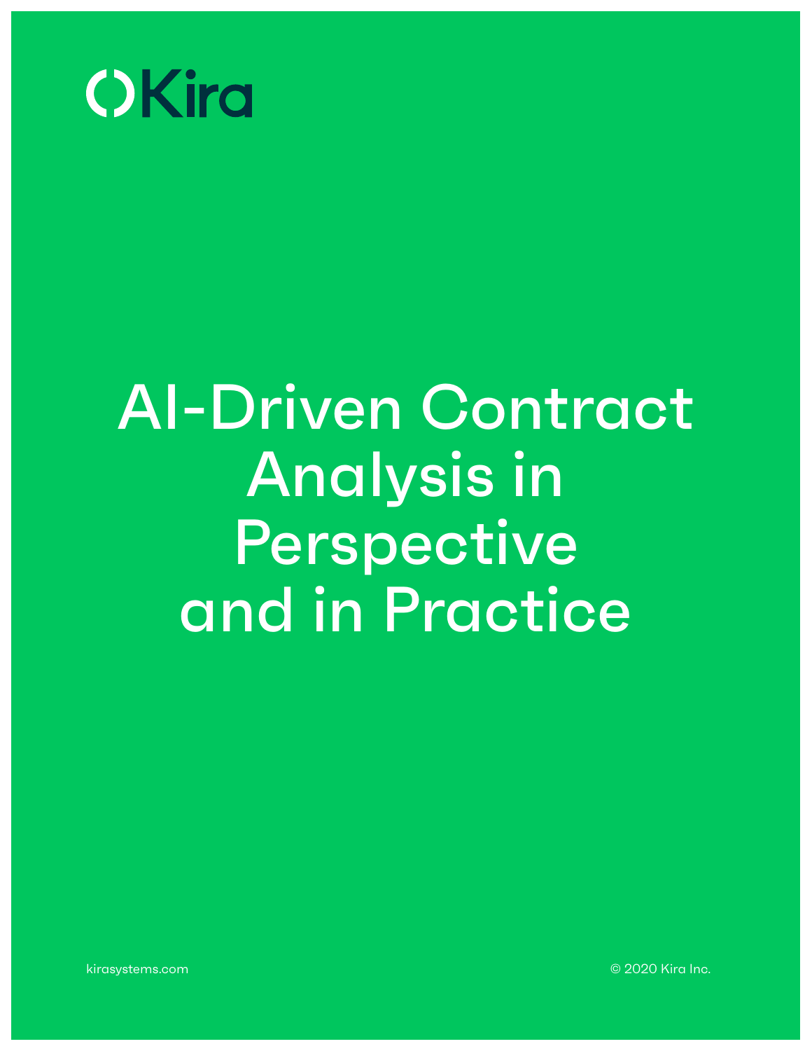Kira

# AI-Driven Contract Analysis in Perspective and in Practice

kirasystems.com

© 2020 Kira Inc.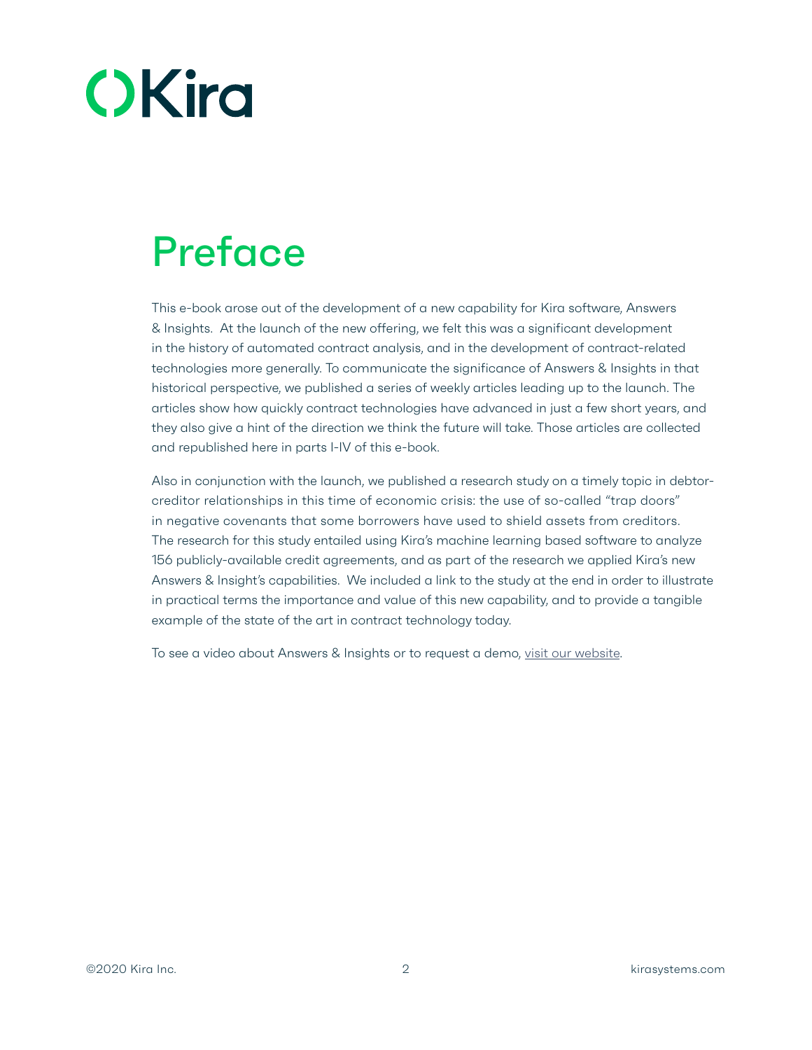# Preface

This e-book arose out of the development of a new capability for Kira software, Answers & Insights. At the launch of the new offering, we felt this was a significant development in the history of automated contract analysis, and in the development of contract-related technologies more generally. To communicate the significance of Answers & Insights in that historical perspective, we published a series of weekly articles leading up to the launch. The articles show how quickly contract technologies have advanced in just a few short years, and they also give a hint of the direction we think the future will take. Those articles are collected and republished here in parts I-IV of this e-book.

Also in conjunction with the launch, we published a research study on a timely topic in debtor-creditor relationships in this time of economic crisis: the use of so-called "trap doors" in negative covenants that some borrowers have used to shield assets from creditors. The research for this study entailed using Kira's machine learning based software to analyze 156 publicly-available credit agreements, and as part of the research we applied Kira's new Answers & Insight's capabilities. We included a link to the study at the end in order to illustrate in practical terms the importance and value of this new capability, and to provide a tangible example of the state of the art in contract technology today.

To see a video about Answers & Insights or to request a demo, visit our website.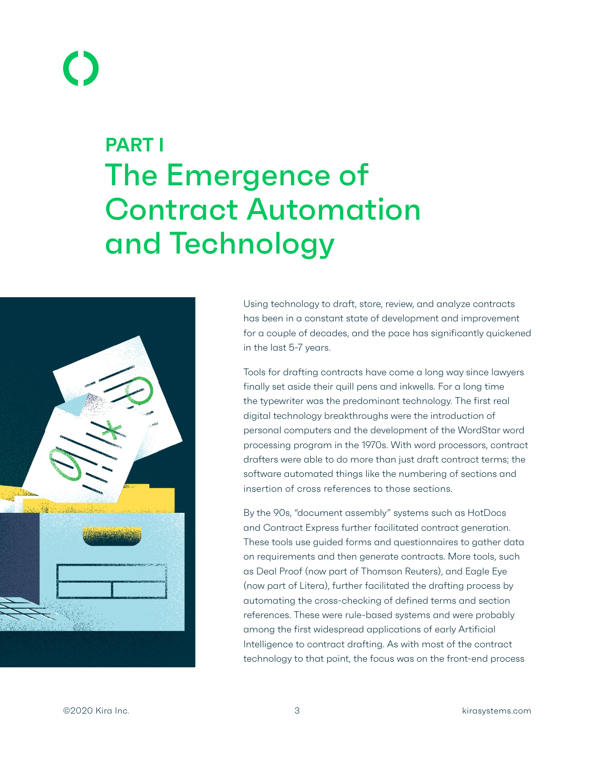# PART I
# The Emergence of Contract Automation and Technology

Using technology to draft, store, review, and analyze contracts has been in a constant state of development and improvement for a couple of decades, and the pace has significantly quickened in the last 5-7 years.

Tools for drafting contracts have come a long way since lawyers finally set aside their quill pens and inkwells. For a long time the typewriter was the predominant technology. The first real digital technology breakthroughs were the introduction of personal computers and the development of the WordStar word processing program in the 1970s. With word processors, contract drafters were able to do more than just draft contract terms; the software automated things like the numbering of sections and insertion of cross references to those sections.

By the 90s, "document assembly" systems such as HotDocs and Contract Express further facilitated contract generation. These tools use guided forms and questionnaires to gather data on requirements and then generate contracts. More tools, such as Deal Proof (now part of Thomson Reuters), and Eagle Eye (now part of Litera), further facilitated the drafting process by automating the cross-checking of defined terms and section references. These were rule-based systems and were probably among the first widespread applications of early Artificial Intelligence to contract drafting. As with most of the contract technology to that point, the focus was on the front-end process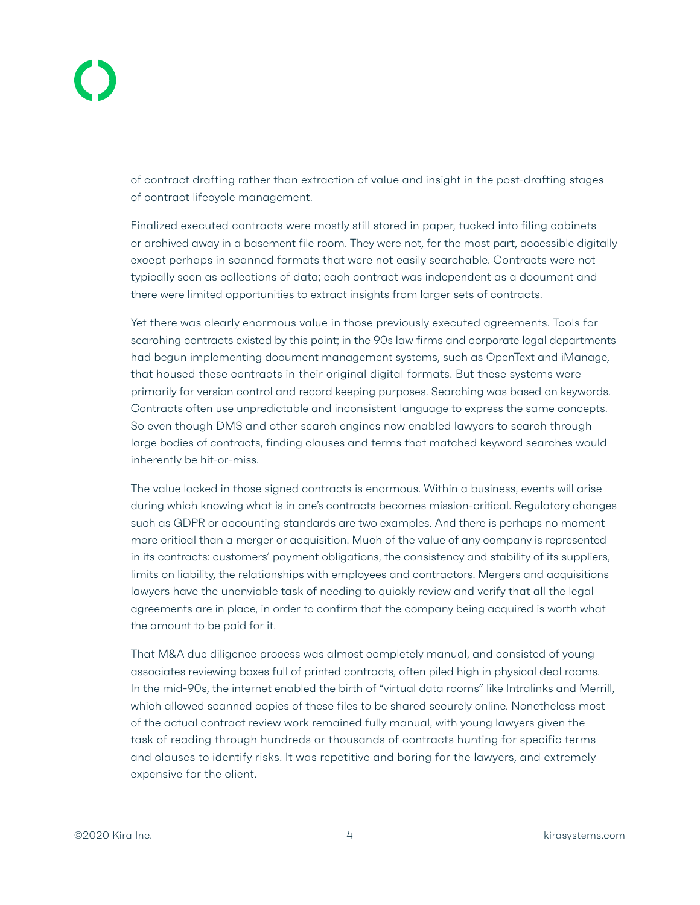of contract drafting rather than extraction of value and insight in the post-drafting stages of contract lifecycle management.

Finalized executed contracts were mostly still stored in paper, tucked into filing cabinets or archived away in a basement file room. They were not, for the most part, accessible digitally except perhaps in scanned formats that were not easily searchable. Contracts were not typically seen as collections of data; each contract was independent as a document and there were limited opportunities to extract insights from larger sets of contracts.

Yet there was clearly enormous value in those previously executed agreements. Tools for searching contracts existed by this point; in the 90s law firms and corporate legal departments had begun implementing document management systems, such as OpenText and iManage, that housed these contracts in their original digital formats. But these systems were primarily for version control and record keeping purposes. Searching was based on keywords. Contracts often use unpredictable and inconsistent language to express the same concepts. So even though DMS and other search engines now enabled lawyers to search through large bodies of contracts, finding clauses and terms that matched keyword searches would inherently be hit-or-miss.

The value locked in those signed contracts is enormous. Within a business, events will arise during which knowing what is in one's contracts becomes mission-critical. Regulatory changes such as GDPR or accounting standards are two examples. And there is perhaps no moment more critical than a merger or acquisition. Much of the value of any company is represented in its contracts: customers' payment obligations, the consistency and stability of its suppliers, limits on liability, the relationships with employees and contractors. Mergers and acquisitions lawyers have the unenviable task of needing to quickly review and verify that all the legal agreements are in place, in order to confirm that the company being acquired is worth what the amount to be paid for it.

That M&A due diligence process was almost completely manual, and consisted of young associates reviewing boxes full of printed contracts, often piled high in physical deal rooms. In the mid-90s, the internet enabled the birth of "virtual data rooms" like Intralinks and Merrill, which allowed scanned copies of these files to be shared securely online. Nonetheless most of the actual contract review work remained fully manual, with young lawyers given the task of reading through hundreds or thousands of contracts hunting for specific terms and clauses to identify risks. It was repetitive and boring for the lawyers, and extremely expensive for the client.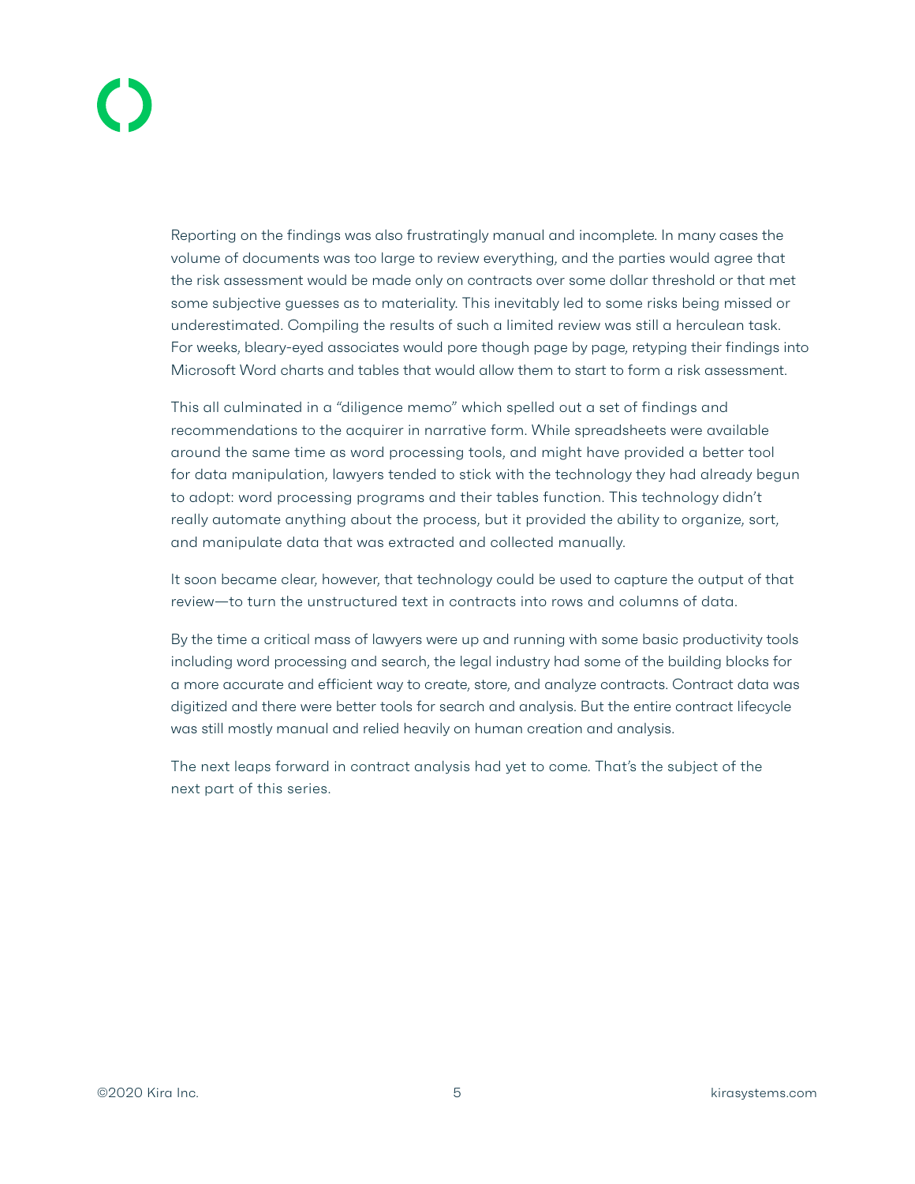Reporting on the findings was also frustratingly manual and incomplete. In many cases the volume of documents was too large to review everything, and the parties would agree that the risk assessment would be made only on contracts over some dollar threshold or that met some subjective guesses as to materiality. This inevitably led to some risks being missed or underestimated. Compiling the results of such a limited review was still a herculean task. For weeks, bleary-eyed associates would pore though page by page, retyping their findings into Microsoft Word charts and tables that would allow them to start to form a risk assessment.

This all culminated in a "diligence memo" which spelled out a set of findings and recommendations to the acquirer in narrative form. While spreadsheets were available around the same time as word processing tools, and might have provided a better tool for data manipulation, lawyers tended to stick with the technology they had already begun to adopt: word processing programs and their tables function. This technology didn't really automate anything about the process, but it provided the ability to organize, sort, and manipulate data that was extracted and collected manually.

It soon became clear, however, that technology could be used to capture the output of that review—to turn the unstructured text in contracts into rows and columns of data.

By the time a critical mass of lawyers were up and running with some basic productivity tools including word processing and search, the legal industry had some of the building blocks for a more accurate and efficient way to create, store, and analyze contracts. Contract data was digitized and there were better tools for search and analysis. But the entire contract lifecycle was still mostly manual and relied heavily on human creation and analysis.

The next leaps forward in contract analysis had yet to come. That's the subject of the next part of this series.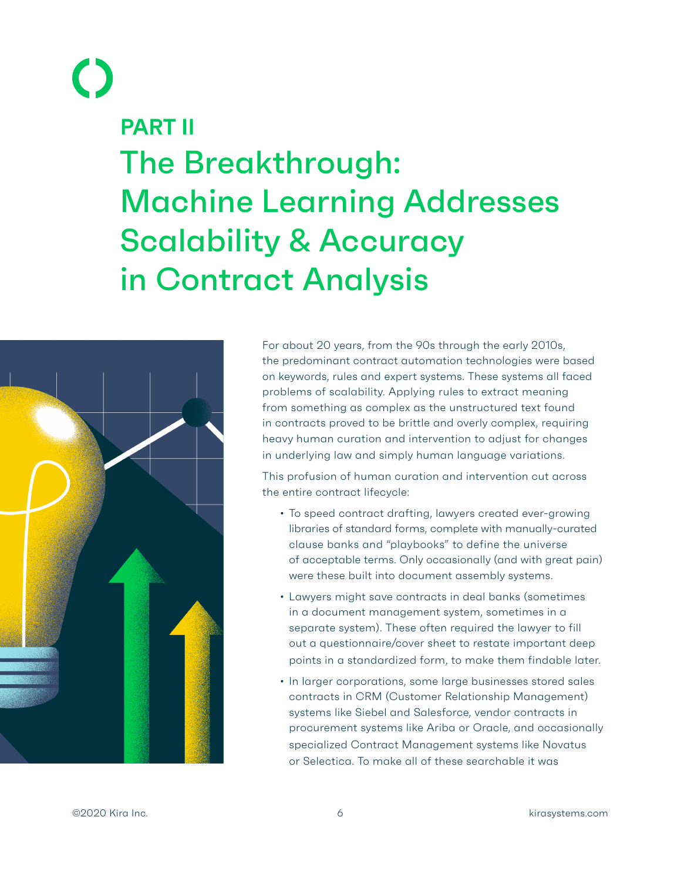# PART II

# The Breakthrough: Machine Learning Addresses Scalability & Accuracy in Contract Analysis

For about 20 years, from the 90s through the early 2010s, the predominant contract automation technologies were based on keywords, rules and expert systems. These systems all faced problems of scalability. Applying rules to extract meaning from something as complex as the unstructured text found in contracts proved to be brittle and overly complex, requiring heavy human curation and intervention to adjust for changes in underlying law and simply human language variations.

This profusion of human curation and intervention cut across the entire contract lifecycle:

- To speed contract drafting, lawyers created ever-growing libraries of standard forms, complete with manually-curated clause banks and "playbooks" to define the universe of acceptable terms. Only occasionally (and with great pain) were these built into document assembly systems.
- Lawyers might save contracts in deal banks (sometimes in a document management system, sometimes in a separate system). These often required the lawyer to fill out a questionnaire/cover sheet to restate important deep points in a standardized form, to make them findable later.
- In larger corporations, some large businesses stored sales contracts in CRM (Customer Relationship Management) systems like Siebel and Salesforce, vendor contracts in procurement systems like Ariba or Oracle, and occasionally specialized Contract Management systems like Novatus or Selectica. To make all of these searchable it was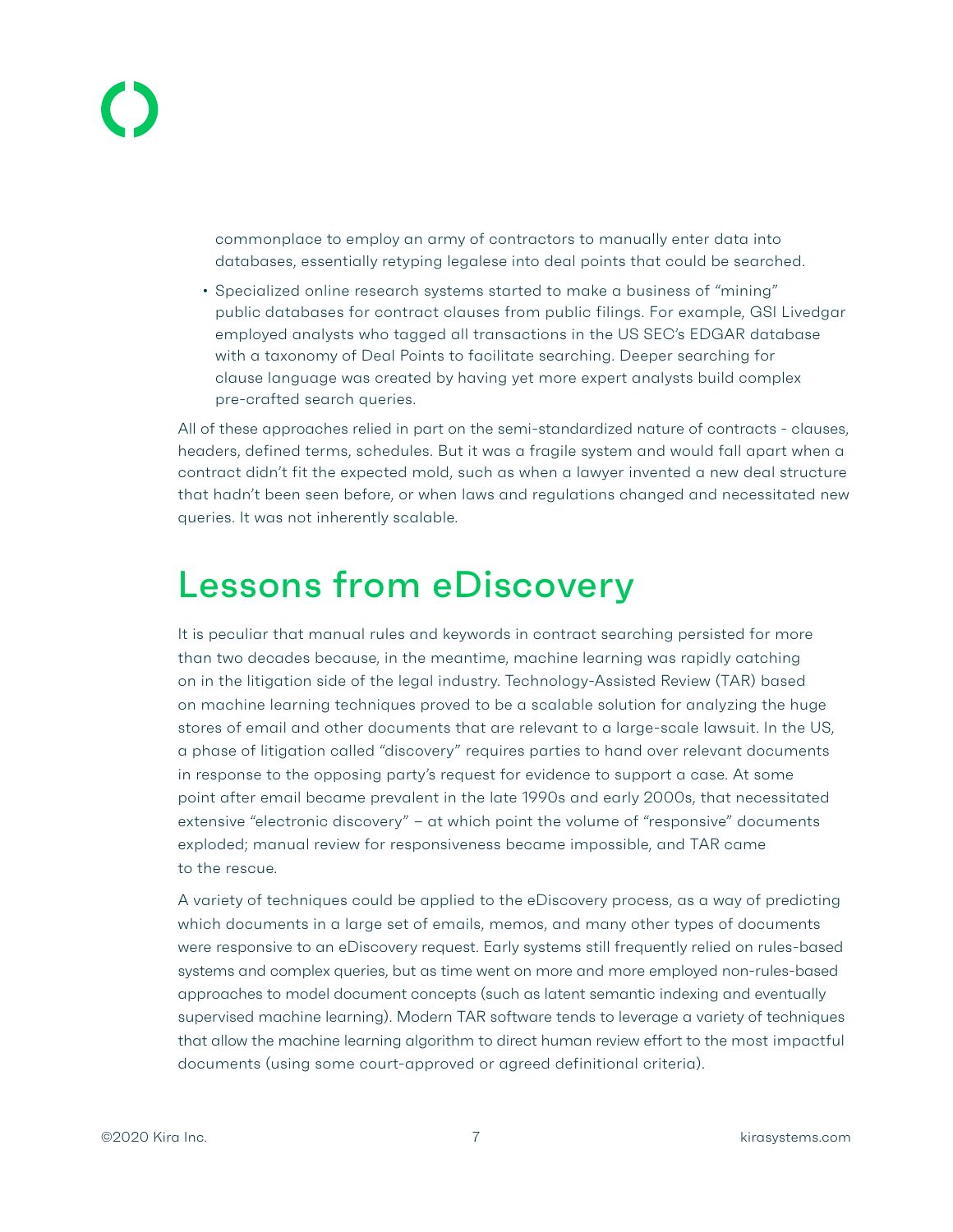commonplace to employ an army of contractors to manually enter data into databases, essentially retyping legalese into deal points that could be searched.

- Specialized online research systems started to make a business of "mining" public databases for contract clauses from public filings. For example, GSI Livedgar employed analysts who tagged all transactions in the US SEC's EDGAR database with a taxonomy of Deal Points to facilitate searching. Deeper searching for clause language was created by having yet more expert analysts build complex pre-crafted search queries.

All of these approaches relied in part on the semi-standardized nature of contracts - clauses, headers, defined terms, schedules. But it was a fragile system and would fall apart when a contract didn't fit the expected mold, such as when a lawyer invented a new deal structure that hadn't been seen before, or when laws and regulations changed and necessitated new queries. It was not inherently scalable.

# Lessons from eDiscovery

It is peculiar that manual rules and keywords in contract searching persisted for more than two decades because, in the meantime, machine learning was rapidly catching on in the litigation side of the legal industry. Technology-Assisted Review (TAR) based on machine learning techniques proved to be a scalable solution for analyzing the huge stores of email and other documents that are relevant to a large-scale lawsuit. In the US, a phase of litigation called "discovery" requires parties to hand over relevant documents in response to the opposing party's request for evidence to support a case. At some point after email became prevalent in the late 1990s and early 2000s, that necessitated extensive "electronic discovery" – at which point the volume of "responsive" documents exploded; manual review for responsiveness became impossible, and TAR came to the rescue.

A variety of techniques could be applied to the eDiscovery process, as a way of predicting which documents in a large set of emails, memos, and many other types of documents were responsive to an eDiscovery request. Early systems still frequently relied on rules-based systems and complex queries, but as time went on more and more employed non-rules-based approaches to model document concepts (such as latent semantic indexing and eventually supervised machine learning). Modern TAR software tends to leverage a variety of techniques that allow the machine learning algorithm to direct human review effort to the most impactful documents (using some court-approved or agreed definitional criteria).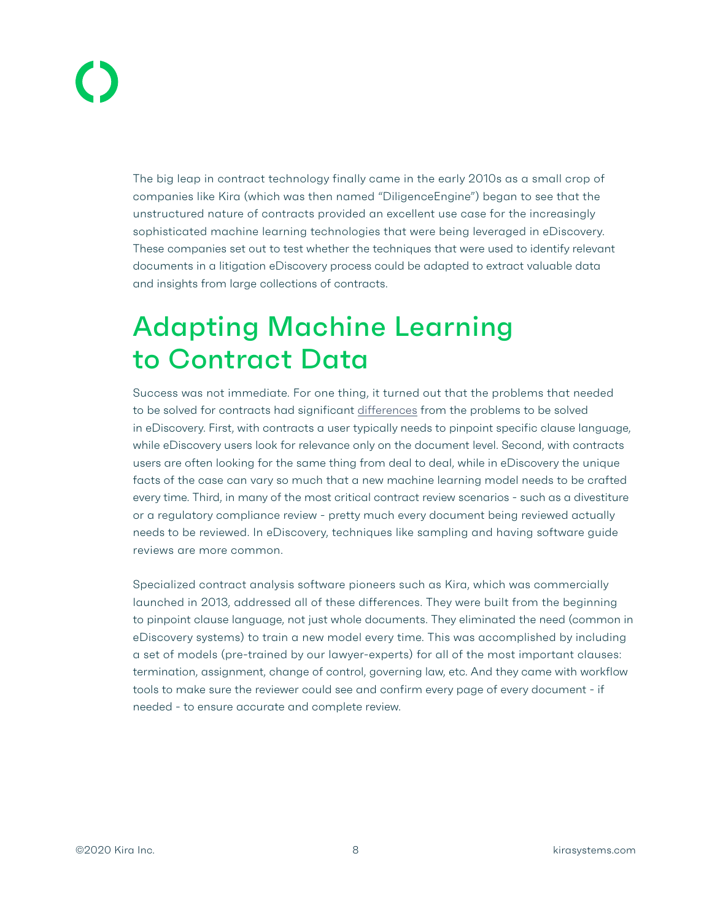The big leap in contract technology finally came in the early 2010s as a small crop of companies like Kira (which was then named "DiligenceEngine") began to see that the unstructured nature of contracts provided an excellent use case for the increasingly sophisticated machine learning technologies that were being leveraged in eDiscovery. These companies set out to test whether the techniques that were used to identify relevant documents in a litigation eDiscovery process could be adapted to extract valuable data and insights from large collections of contracts.

## Adapting Machine Learning to Contract Data

Success was not immediate. For one thing, it turned out that the problems that needed to be solved for contracts had significant differences from the problems to be solved in eDiscovery. First, with contracts a user typically needs to pinpoint specific clause language, while eDiscovery users look for relevance only on the document level. Second, with contracts users are often looking for the same thing from deal to deal, while in eDiscovery the unique facts of the case can vary so much that a new machine learning model needs to be crafted every time. Third, in many of the most critical contract review scenarios - such as a divestiture or a regulatory compliance review - pretty much every document being reviewed actually needs to be reviewed. In eDiscovery, techniques like sampling and having software guide reviews are more common.

Specialized contract analysis software pioneers such as Kira, which was commercially launched in 2013, addressed all of these differences. They were built from the beginning to pinpoint clause language, not just whole documents. They eliminated the need (common in eDiscovery systems) to train a new model every time. This was accomplished by including a set of models (pre-trained by our lawyer-experts) for all of the most important clauses: termination, assignment, change of control, governing law, etc. And they came with workflow tools to make sure the reviewer could see and confirm every page of every document - if needed - to ensure accurate and complete review.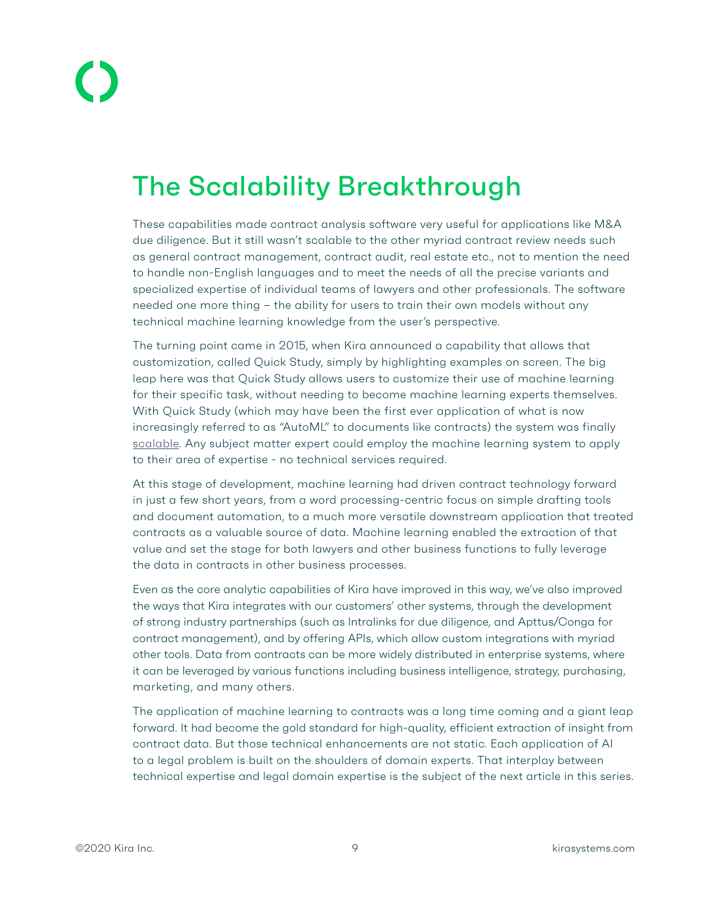# The Scalability Breakthrough

These capabilities made contract analysis software very useful for applications like M&A due diligence. But it still wasn't scalable to the other myriad contract review needs such as general contract management, contract audit, real estate etc., not to mention the need to handle non-English languages and to meet the needs of all the precise variants and specialized expertise of individual teams of lawyers and other professionals. The software needed one more thing – the ability for users to train their own models without any technical machine learning knowledge from the user's perspective.

The turning point came in 2015, when Kira announced a capability that allows that customization, called Quick Study, simply by highlighting examples on screen. The big leap here was that Quick Study allows users to customize their use of machine learning for their specific task, without needing to become machine learning experts themselves. With Quick Study (which may have been the first ever application of what is now increasingly referred to as "AutoML" to documents like contracts) the system was finally scalable. Any subject matter expert could employ the machine learning system to apply to their area of expertise - no technical services required.

At this stage of development, machine learning had driven contract technology forward in just a few short years, from a word processing-centric focus on simple drafting tools and document automation, to a much more versatile downstream application that treated contracts as a valuable source of data. Machine learning enabled the extraction of that value and set the stage for both lawyers and other business functions to fully leverage the data in contracts in other business processes.

Even as the core analytic capabilities of Kira have improved in this way, we've also improved the ways that Kira integrates with our customers' other systems, through the development of strong industry partnerships (such as Intralinks for due diligence, and Apttus/Conga for contract management), and by offering APIs, which allow custom integrations with myriad other tools. Data from contracts can be more widely distributed in enterprise systems, where it can be leveraged by various functions including business intelligence, strategy, purchasing, marketing, and many others.

The application of machine learning to contracts was a long time coming and a giant leap forward. It had become the gold standard for high-quality, efficient extraction of insight from contract data. But those technical enhancements are not static. Each application of AI to a legal problem is built on the shoulders of domain experts. That interplay between technical expertise and legal domain expertise is the subject of the next article in this series.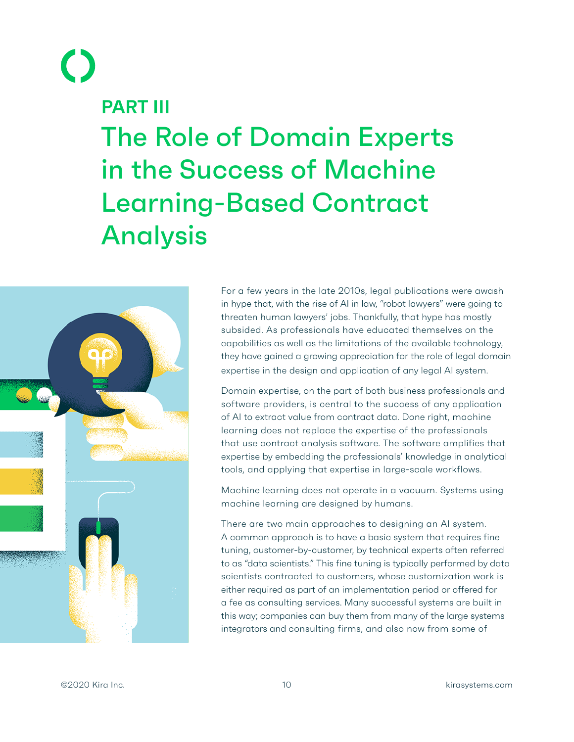## PART III

# The Role of Domain Experts in the Success of Machine Learning-Based Contract Analysis

For a few years in the late 2010s, legal publications were awash in hype that, with the rise of AI in law, "robot lawyers" were going to threaten human lawyers' jobs. Thankfully, that hype has mostly subsided. As professionals have educated themselves on the capabilities as well as the limitations of the available technology, they have gained a growing appreciation for the role of legal domain expertise in the design and application of any legal AI system.

Domain expertise, on the part of both business professionals and software providers, is central to the success of any application of AI to extract value from contract data. Done right, machine learning does not replace the expertise of the professionals that use contract analysis software. The software amplifies that expertise by embedding the professionals' knowledge in analytical tools, and applying that expertise in large-scale workflows.

Machine learning does not operate in a vacuum. Systems using machine learning are designed by humans.

There are two main approaches to designing an AI system. A common approach is to have a basic system that requires fine tuning, customer-by-customer, by technical experts often referred to as "data scientists." This fine tuning is typically performed by data scientists contracted to customers, whose customization work is either required as part of an implementation period or offered for a fee as consulting services. Many successful systems are built in this way; companies can buy them from many of the large systems integrators and consulting firms, and also now from some of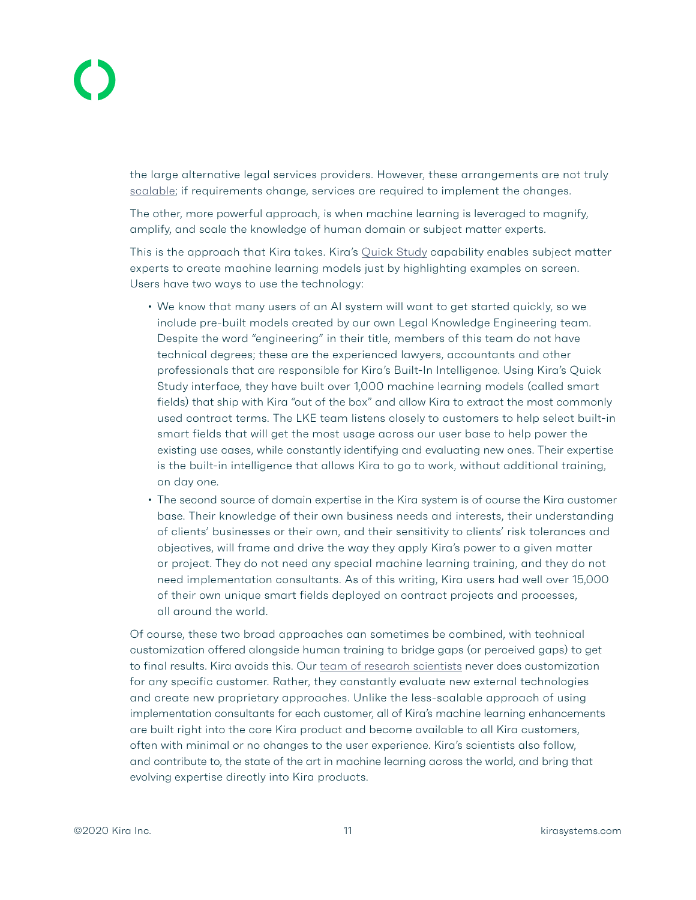the large alternative legal services providers. However, these arrangements are not truly scalable; if requirements change, services are required to implement the changes.

The other, more powerful approach, is when machine learning is leveraged to magnify, amplify, and scale the knowledge of human domain or subject matter experts.

This is the approach that Kira takes. Kira's Quick Study capability enables subject matter experts to create machine learning models just by highlighting examples on screen. Users have two ways to use the technology:

- We know that many users of an AI system will want to get started quickly, so we include pre-built models created by our own Legal Knowledge Engineering team. Despite the word "engineering" in their title, members of this team do not have technical degrees; these are the experienced lawyers, accountants and other professionals that are responsible for Kira's Built-In Intelligence. Using Kira's Quick Study interface, they have built over 1,000 machine learning models (called smart fields) that ship with Kira "out of the box" and allow Kira to extract the most commonly used contract terms. The LKE team listens closely to customers to help select built-in smart fields that will get the most usage across our user base to help power the existing use cases, while constantly identifying and evaluating new ones. Their expertise is the built-in intelligence that allows Kira to go to work, without additional training, on day one.
- The second source of domain expertise in the Kira system is of course the Kira customer base. Their knowledge of their own business needs and interests, their understanding of clients' businesses or their own, and their sensitivity to clients' risk tolerances and objectives, will frame and drive the way they apply Kira's power to a given matter or project. They do not need any special machine learning training, and they do not need implementation consultants. As of this writing, Kira users had well over 15,000 of their own unique smart fields deployed on contract projects and processes, all around the world.

Of course, these two broad approaches can sometimes be combined, with technical customization offered alongside human training to bridge gaps (or perceived gaps) to get to final results. Kira avoids this. Our team of research scientists never does customization for any specific customer. Rather, they constantly evaluate new external technologies and create new proprietary approaches. Unlike the less-scalable approach of using implementation consultants for each customer, all of Kira's machine learning enhancements are built right into the core Kira product and become available to all Kira customers, often with minimal or no changes to the user experience. Kira's scientists also follow, and contribute to, the state of the art in machine learning across the world, and bring that evolving expertise directly into Kira products.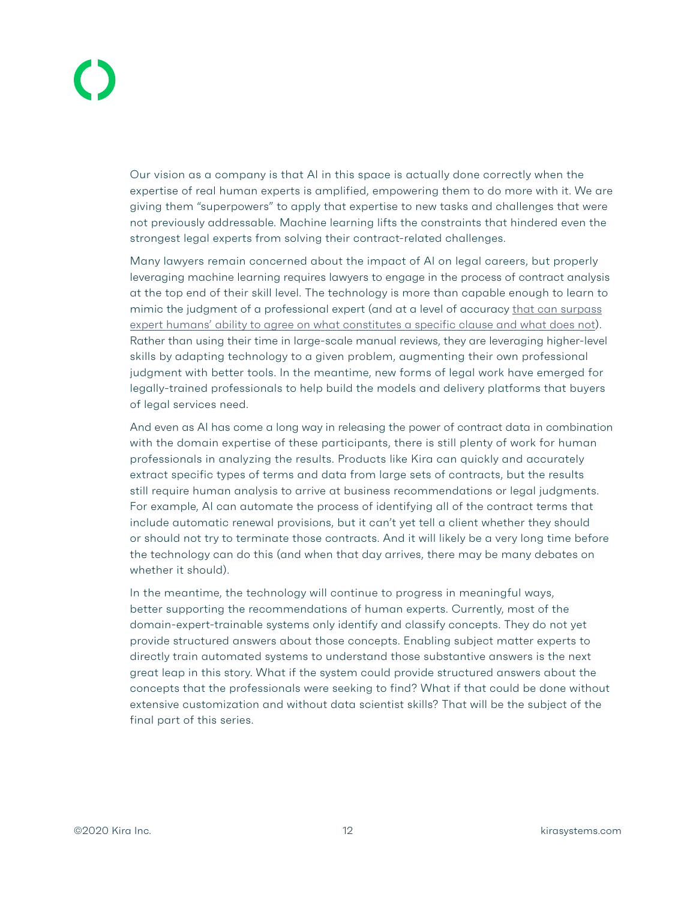Our vision as a company is that AI in this space is actually done correctly when the expertise of real human experts is amplified, empowering them to do more with it. We are giving them "superpowers" to apply that expertise to new tasks and challenges that were not previously addressable. Machine learning lifts the constraints that hindered even the strongest legal experts from solving their contract-related challenges.

Many lawyers remain concerned about the impact of AI on legal careers, but properly leveraging machine learning requires lawyers to engage in the process of contract analysis at the top end of their skill level. The technology is more than capable enough to learn to mimic the judgment of a professional expert (and at a level of accuracy that can surpass expert humans' ability to agree on what constitutes a specific clause and what does not). Rather than using their time in large-scale manual reviews, they are leveraging higher-level skills by adapting technology to a given problem, augmenting their own professional judgment with better tools. In the meantime, new forms of legal work have emerged for legally-trained professionals to help build the models and delivery platforms that buyers of legal services need.

And even as AI has come a long way in releasing the power of contract data in combination with the domain expertise of these participants, there is still plenty of work for human professionals in analyzing the results. Products like Kira can quickly and accurately extract specific types of terms and data from large sets of contracts, but the results still require human analysis to arrive at business recommendations or legal judgments. For example, AI can automate the process of identifying all of the contract terms that include automatic renewal provisions, but it can't yet tell a client whether they should or should not try to terminate those contracts. And it will likely be a very long time before the technology can do this (and when that day arrives, there may be many debates on whether it should).

In the meantime, the technology will continue to progress in meaningful ways, better supporting the recommendations of human experts. Currently, most of the domain-expert-trainable systems only identify and classify concepts. They do not yet provide structured answers about those concepts. Enabling subject matter experts to directly train automated systems to understand those substantive answers is the next great leap in this story. What if the system could provide structured answers about the concepts that the professionals were seeking to find? What if that could be done without extensive customization and without data scientist skills? That will be the subject of the final part of this series.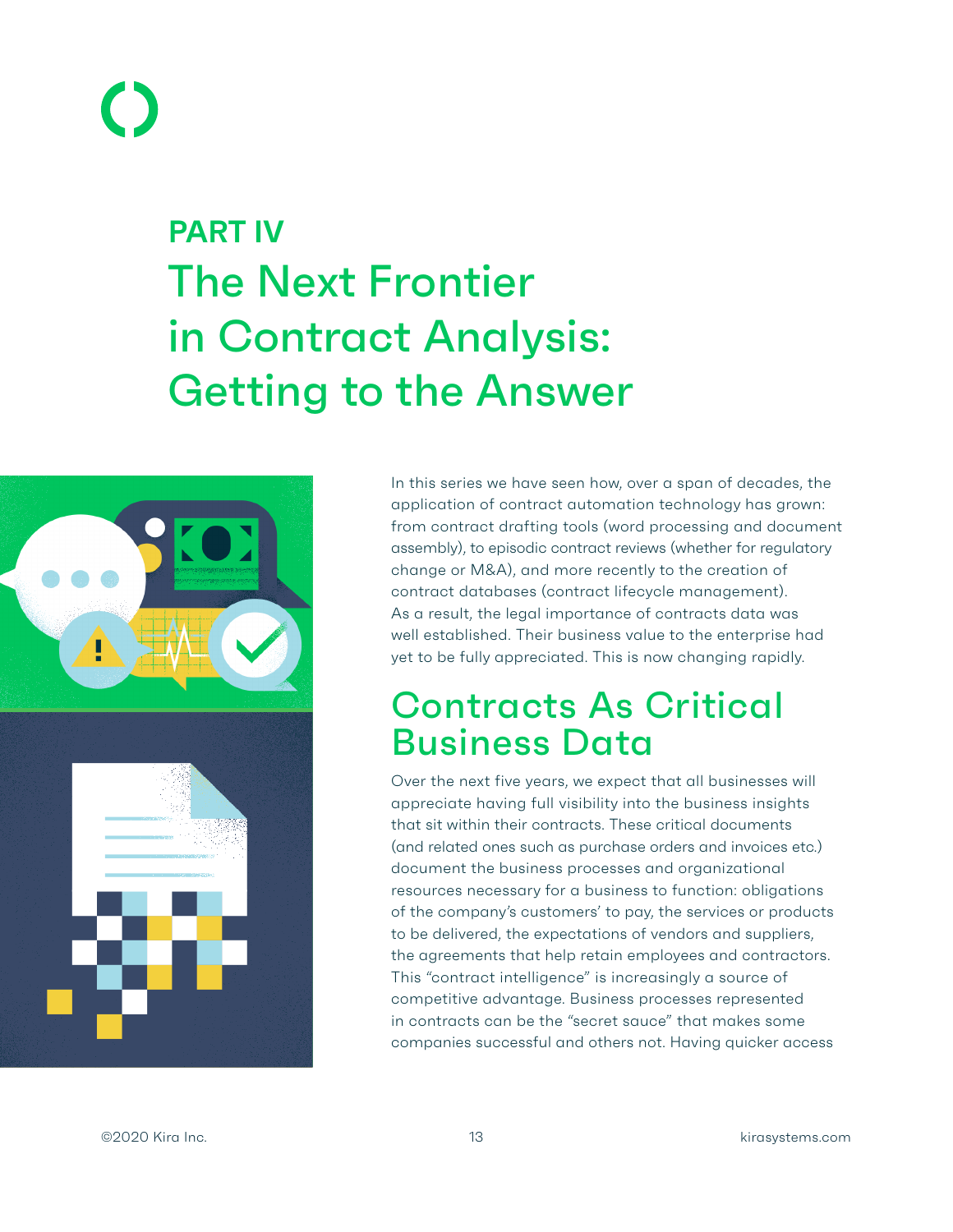**PART IV**

# The Next Frontier in Contract Analysis: Getting to the Answer

In this series we have seen how, over a span of decades, the application of contract automation technology has grown: from contract drafting tools (word processing and document assembly), to episodic contract reviews (whether for regulatory change or M&A), and more recently to the creation of contract databases (contract lifecycle management). As a result, the legal importance of contracts data was well established. Their business value to the enterprise had yet to be fully appreciated. This is now changing rapidly.

## Contracts As Critical Business Data

Over the next five years, we expect that all businesses will appreciate having full visibility into the business insights that sit within their contracts. These critical documents (and related ones such as purchase orders and invoices etc.) document the business processes and organizational resources necessary for a business to function: obligations of the company's customers' to pay, the services or products to be delivered, the expectations of vendors and suppliers, the agreements that help retain employees and contractors. This "contract intelligence" is increasingly a source of competitive advantage. Business processes represented in contracts can be the "secret sauce" that makes some companies successful and others not. Having quicker access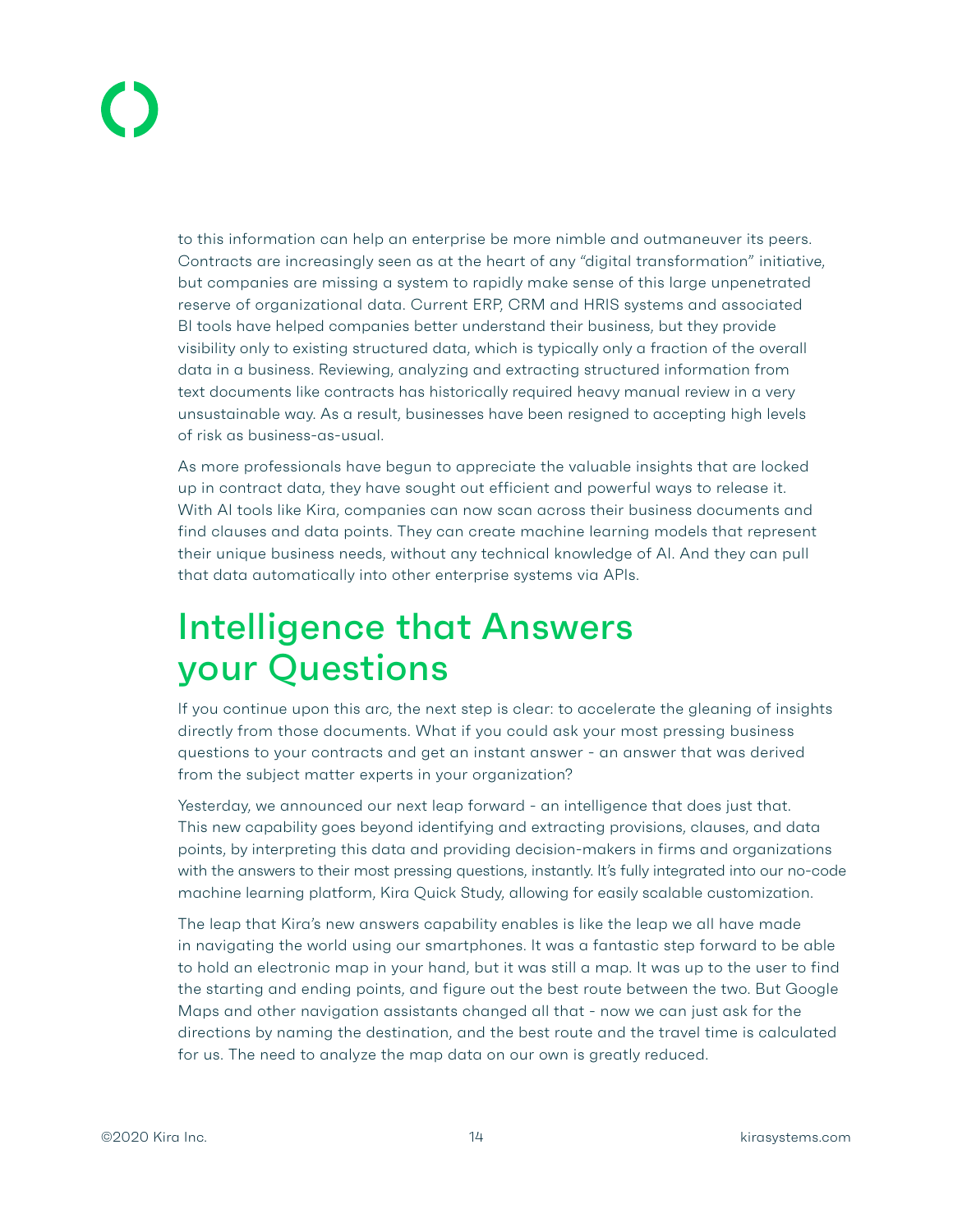to this information can help an enterprise be more nimble and outmaneuver its peers. Contracts are increasingly seen as at the heart of any "digital transformation" initiative, but companies are missing a system to rapidly make sense of this large unpenetrated reserve of organizational data. Current ERP, CRM and HRIS systems and associated BI tools have helped companies better understand their business, but they provide visibility only to existing structured data, which is typically only a fraction of the overall data in a business. Reviewing, analyzing and extracting structured information from text documents like contracts has historically required heavy manual review in a very unsustainable way. As a result, businesses have been resigned to accepting high levels of risk as business-as-usual.

As more professionals have begun to appreciate the valuable insights that are locked up in contract data, they have sought out efficient and powerful ways to release it. With AI tools like Kira, companies can now scan across their business documents and find clauses and data points. They can create machine learning models that represent their unique business needs, without any technical knowledge of AI. And they can pull that data automatically into other enterprise systems via APIs.

# Intelligence that Answers your Questions

If you continue upon this arc, the next step is clear: to accelerate the gleaning of insights directly from those documents. What if you could ask your most pressing business questions to your contracts and get an instant answer - an answer that was derived from the subject matter experts in your organization?

Yesterday, we announced our next leap forward - an intelligence that does just that. This new capability goes beyond identifying and extracting provisions, clauses, and data points, by interpreting this data and providing decision-makers in firms and organizations with the answers to their most pressing questions, instantly. It's fully integrated into our no-code machine learning platform, Kira Quick Study, allowing for easily scalable customization.

The leap that Kira's new answers capability enables is like the leap we all have made in navigating the world using our smartphones. It was a fantastic step forward to be able to hold an electronic map in your hand, but it was still a map. It was up to the user to find the starting and ending points, and figure out the best route between the two. But Google Maps and other navigation assistants changed all that - now we can just ask for the directions by naming the destination, and the best route and the travel time is calculated for us. The need to analyze the map data on our own is greatly reduced.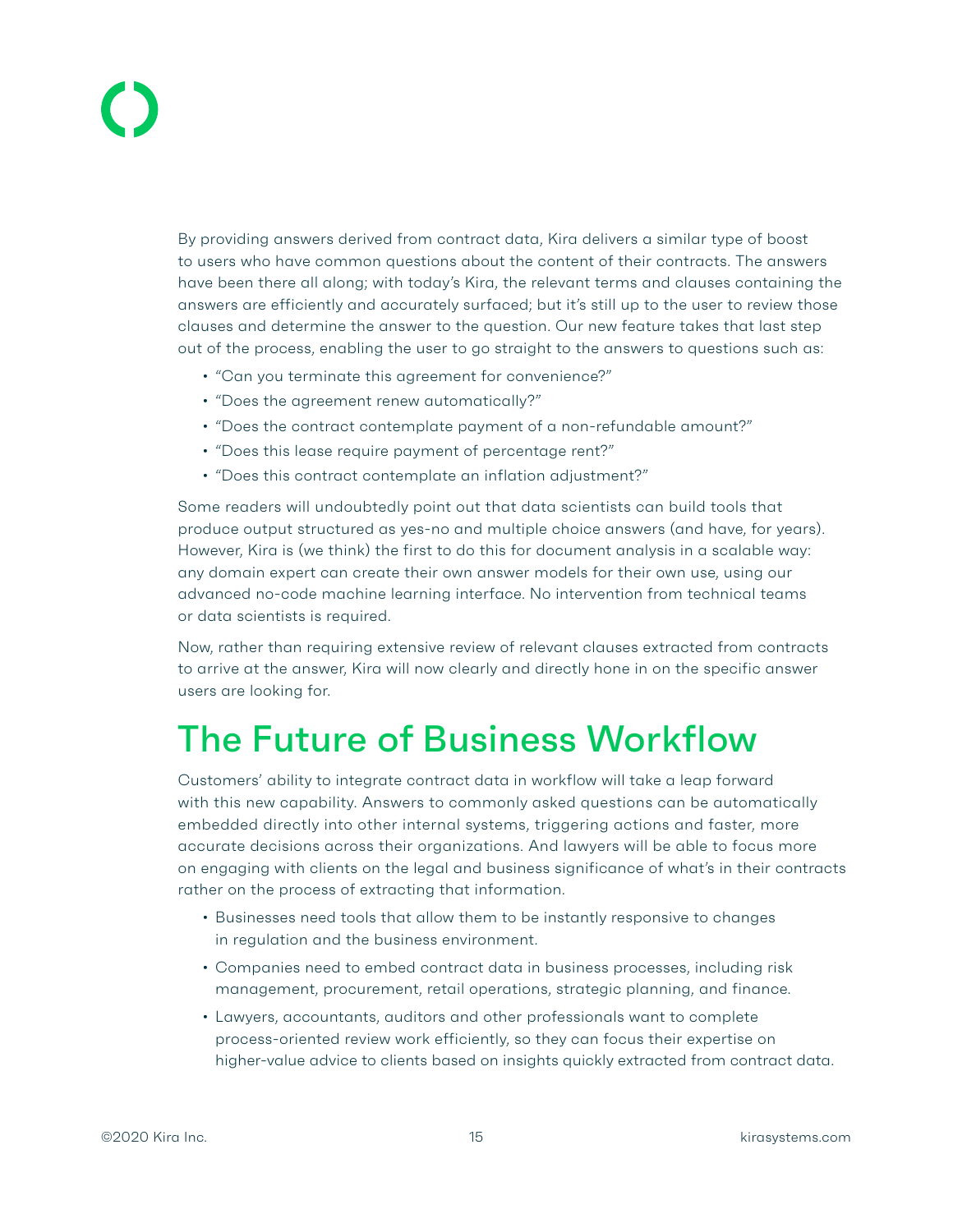By providing answers derived from contract data, Kira delivers a similar type of boost to users who have common questions about the content of their contracts. The answers have been there all along; with today's Kira, the relevant terms and clauses containing the answers are efficiently and accurately surfaced; but it's still up to the user to review those clauses and determine the answer to the question. Our new feature takes that last step out of the process, enabling the user to go straight to the answers to questions such as:

- "Can you terminate this agreement for convenience?"
- "Does the agreement renew automatically?"
- "Does the contract contemplate payment of a non-refundable amount?"
- "Does this lease require payment of percentage rent?"
- "Does this contract contemplate an inflation adjustment?"

Some readers will undoubtedly point out that data scientists can build tools that produce output structured as yes-no and multiple choice answers (and have, for years). However, Kira is (we think) the first to do this for document analysis in a scalable way: any domain expert can create their own answer models for their own use, using our advanced no-code machine learning interface. No intervention from technical teams or data scientists is required.

Now, rather than requiring extensive review of relevant clauses extracted from contracts to arrive at the answer, Kira will now clearly and directly hone in on the specific answer users are looking for.

## The Future of Business Workflow

Customers' ability to integrate contract data in workflow will take a leap forward with this new capability. Answers to commonly asked questions can be automatically embedded directly into other internal systems, triggering actions and faster, more accurate decisions across their organizations. And lawyers will be able to focus more on engaging with clients on the legal and business significance of what's in their contracts rather on the process of extracting that information.

- Businesses need tools that allow them to be instantly responsive to changes in regulation and the business environment.
- Companies need to embed contract data in business processes, including risk management, procurement, retail operations, strategic planning, and finance.
- Lawyers, accountants, auditors and other professionals want to complete process-oriented review work efficiently, so they can focus their expertise on higher-value advice to clients based on insights quickly extracted from contract data.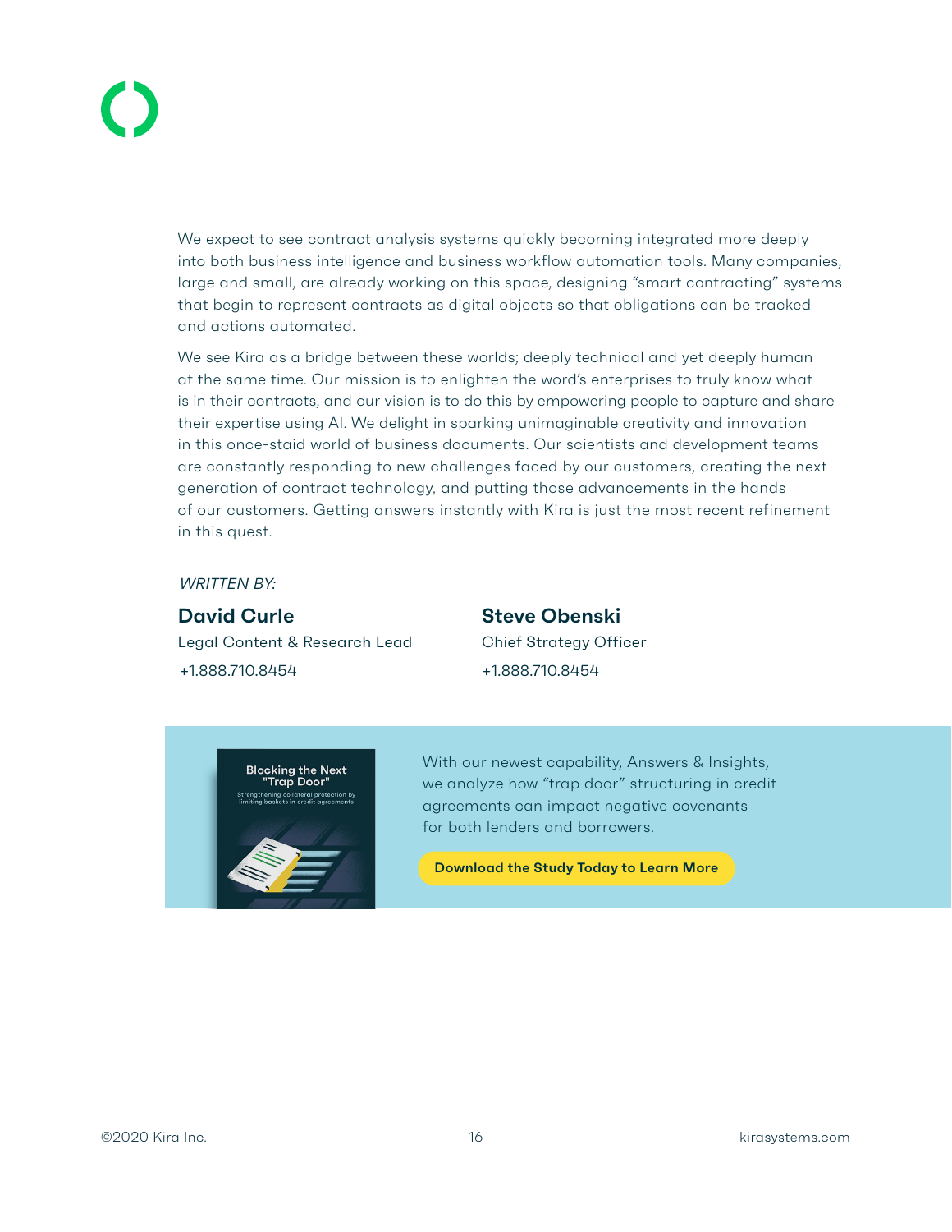We expect to see contract analysis systems quickly becoming integrated more deeply into both business intelligence and business workflow automation tools. Many companies, large and small, are already working on this space, designing "smart contracting" systems that begin to represent contracts as digital objects so that obligations can be tracked and actions automated.

We see Kira as a bridge between these worlds; deeply technical and yet deeply human at the same time. Our mission is to enlighten the word's enterprises to truly know what is in their contracts, and our vision is to do this by empowering people to capture and share their expertise using AI. We delight in sparking unimaginable creativity and innovation in this once-staid world of business documents. Our scientists and development teams are constantly responding to new challenges faced by our customers, creating the next generation of contract technology, and putting those advancements in the hands of our customers. Getting answers instantly with Kira is just the most recent refinement in this quest.

*WRITTEN BY:*

**David Curle**
Legal Content & Research Lead
+1.888.710.8454

**Steve Obenski**
Chief Strategy Officer
+1.888.710.8454

Blocking the Next "Trap Door"

Strengthening collateral protection by limiting baskets in credit agreements

With our newest capability, Answers & Insights, we analyze how "trap door" structuring in credit agreements can impact negative covenants for both lenders and borrowers.

**Download the Study Today to Learn More**

©2020 Kira Inc.

kirasystems.com